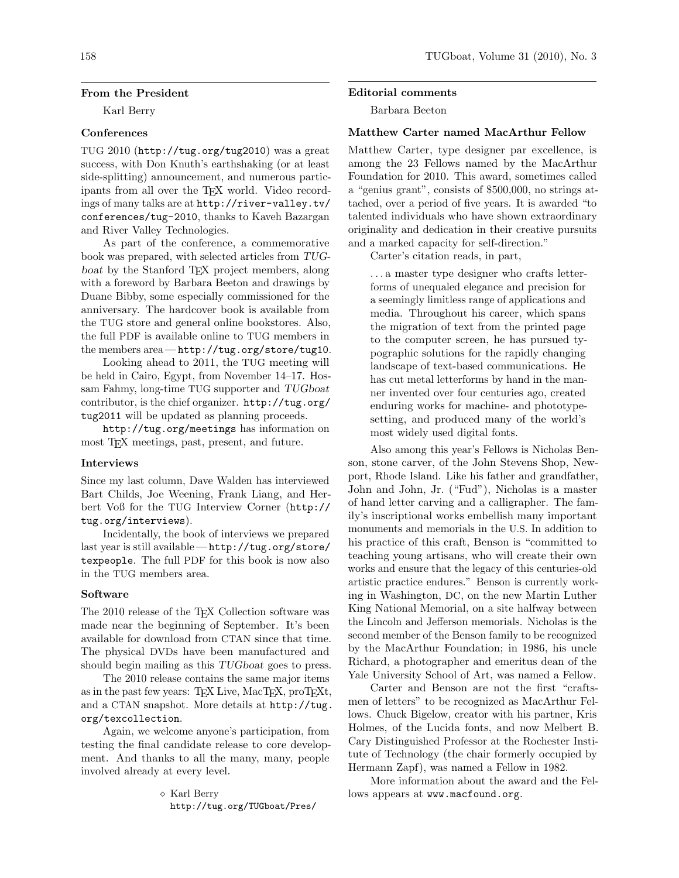## From the President

Karl Berry

### Conferences

TUG 2010 (http://tug.org/tug2010) was a great success, with Don Knuth's earthshaking (or at least side-splitting) announcement, and numerous participants from all over the TeX world. Video recordings of many talks are at http://river-valley.tv/conferences/tug-2010, thanks to Kaveh Bazargan and River Valley Technologies.

As part of the conference, a commemorative book was prepared, with selected articles from *TUGboat* by the Stanford TeX project members, along with a foreword by Barbara Beeton and drawings by Duane Bibby, some especially commissioned for the anniversary. The hardcover book is available from the TUG store and general online bookstores. Also, the full PDF is available online to TUG members in the members area — http://tug.org/store/tug10.

Looking ahead to 2011, the TUG meeting will be held in Cairo, Egypt, from November 14–17. Hossam Fahmy, long-time TUG supporter and *TUGboat* contributor, is the chief organizer. http://tug.org/tug2011 will be updated as planning proceeds.

http://tug.org/meetings has information on most TeX meetings, past, present, and future.

### Interviews

Since my last column, Dave Walden has interviewed Bart Childs, Joe Weening, Frank Liang, and Herbert Voß for the TUG Interview Corner (http://tug.org/interviews).

Incidentally, the book of interviews we prepared last year is still available — http://tug.org/store/texpeople. The full PDF for this book is now also in the TUG members area.

### Software

The 2010 release of the TeX Collection software was made near the beginning of September. It's been available for download from CTAN since that time. The physical DVDs have been manufactured and should begin mailing as this *TUGboat* goes to press.

The 2010 release contains the same major items as in the past few years: TeX Live, MacTeX, proTeXt, and a CTAN snapshot. More details at http://tug.org/texcollection.

Again, we welcome anyone's participation, from testing the final candidate release to core development. And thanks to all the many, many, people involved already at every level.

◇ Karl Berry
http://tug.org/TUGboat/Pres/

## Editorial comments

Barbara Beeton

### Matthew Carter named MacArthur Fellow

Matthew Carter, type designer par excellence, is among the 23 Fellows named by the MacArthur Foundation for 2010. This award, sometimes called a "genius grant", consists of $500,000, no strings attached, over a period of five years. It is awarded "to talented individuals who have shown extraordinary originality and dedication in their creative pursuits and a marked capacity for self-direction."

Carter's citation reads, in part,

> . . . a master type designer who crafts letterforms of unequaled elegance and precision for a seemingly limitless range of applications and media. Throughout his career, which spans the migration of text from the printed page to the computer screen, he has pursued typographic solutions for the rapidly changing landscape of text-based communications. He has cut metal letterforms by hand in the manner invented over four centuries ago, created enduring works for machine- and phototypesetting, and produced many of the world's most widely used digital fonts.

Also among this year's Fellows is Nicholas Benson, stone carver, of the John Stevens Shop, Newport, Rhode Island. Like his father and grandfather, John and John, Jr. ("Fud"), Nicholas is a master of hand letter carving and a calligrapher. The family's inscriptional works embellish many important monuments and memorials in the U.S. In addition to his practice of this craft, Benson is "committed to teaching young artisans, who will create their own works and ensure that the legacy of this centuries-old artistic practice endures." Benson is currently working in Washington, DC, on the new Martin Luther King National Memorial, on a site halfway between the Lincoln and Jefferson memorials. Nicholas is the second member of the Benson family to be recognized by the MacArthur Foundation; in 1986, his uncle Richard, a photographer and emeritus dean of the Yale University School of Art, was named a Fellow.

Carter and Benson are not the first "craftsmen of letters" to be recognized as MacArthur Fellows. Chuck Bigelow, creator with his partner, Kris Holmes, of the Lucida fonts, and now Melbert B. Cary Distinguished Professor at the Rochester Institute of Technology (the chair formerly occupied by Hermann Zapf), was named a Fellow in 1982.

More information about the award and the Fellows appears at www.macfound.org.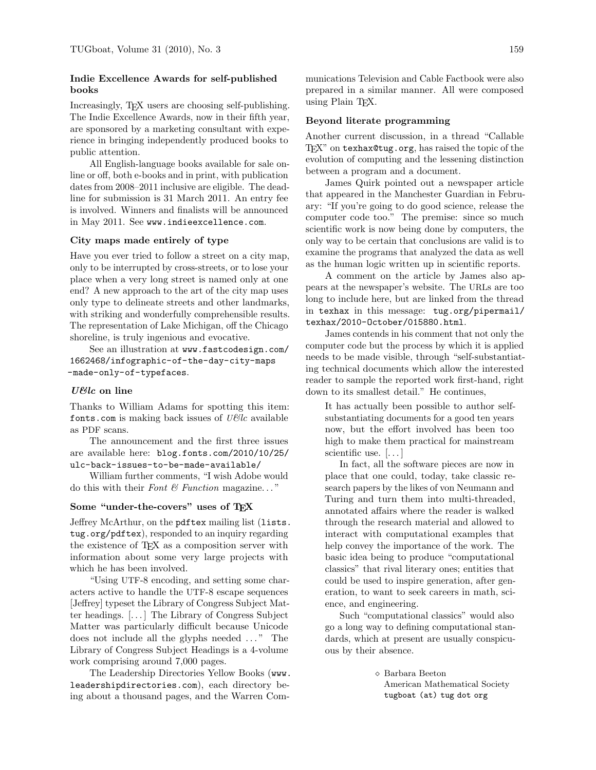### Indie Excellence Awards for self-published books

Increasingly, TEX users are choosing self-publishing. The Indie Excellence Awards, now in their fifth year, are sponsored by a marketing consultant with experience in bringing independently produced books to public attention.

All English-language books available for sale online or off, both e-books and in print, with publication dates from 2008–2011 inclusive are eligible. The deadline for submission is 31 March 2011. An entry fee is involved. Winners and finalists will be announced in May 2011. See www.indieexcellence.com.

### City maps made entirely of type

Have you ever tried to follow a street on a city map, only to be interrupted by cross-streets, or to lose your place when a very long street is named only at one end? A new approach to the art of the city map uses only type to delineate streets and other landmarks, with striking and wonderfully comprehensible results. The representation of Lake Michigan, off the Chicago shoreline, is truly ingenious and evocative.

See an illustration at www.fastcodesign.com/1662468/infographic-of-the-day-city-maps-made-only-of-typefaces.

### *U&lc* on line

Thanks to William Adams for spotting this item: fonts.com is making back issues of *U&lc* available as PDF scans.

The announcement and the first three issues are available here: blog.fonts.com/2010/10/25/ulc-back-issues-to-be-made-available/

William further comments, "I wish Adobe would do this with their *Font & Function* magazine..."

### Some "under-the-covers" uses of TEX

Jeffrey McArthur, on the pdftex mailing list (lists.tug.org/pdftex), responded to an inquiry regarding the existence of TEX as a composition server with information about some very large projects with which he has been involved.

"Using UTF-8 encoding, and setting some characters active to handle the UTF-8 escape sequences [Jeffrey] typeset the Library of Congress Subject Matter headings. [...] The Library of Congress Subject Matter was particularly difficult because Unicode does not include all the glyphs needed ..." The Library of Congress Subject Headings is a 4-volume work comprising around 7,000 pages.

The Leadership Directories Yellow Books (www.leadershipdirectories.com), each directory being about a thousand pages, and the Warren Communications Television and Cable Factbook were also prepared in a similar manner. All were composed using Plain TEX.

### Beyond literate programming

Another current discussion, in a thread "Callable TEX" on texhax@tug.org, has raised the topic of the evolution of computing and the lessening distinction between a program and a document.

James Quirk pointed out a newspaper article that appeared in the Manchester Guardian in February: "If you're going to do good science, release the computer code too." The premise: since so much scientific work is now being done by computers, the only way to be certain that conclusions are valid is to examine the programs that analyzed the data as well as the human logic written up in scientific reports.

A comment on the article by James also appears at the newspaper's website. The URLs are too long to include here, but are linked from the thread in texhax in this message: tug.org/pipermail/texhax/2010-October/015880.html.

James contends in his comment that not only the computer code but the process by which it is applied needs to be made visible, through "self-substantiating technical documents which allow the interested reader to sample the reported work first-hand, right down to its smallest detail." He continues,

> It has actually been possible to author self-substantiating documents for a good ten years now, but the effort involved has been too high to make them practical for mainstream scientific use. [...]
>
> In fact, all the software pieces are now in place that one could, today, take classic research papers by the likes of von Neumann and Turing and turn them into multi-threaded, annotated affairs where the reader is walked through the research material and allowed to interact with computational examples that help convey the importance of the work. The basic idea being to produce "computational classics" that rival literary ones; entities that could be used to inspire generation, after generation, to want to seek careers in math, science, and engineering.
>
> Such "computational classics" would also go a long way to defining computational standards, which at present are usually conspicuous by their absence.

◇ Barbara Beeton
American Mathematical Society
tugboat (at) tug dot org